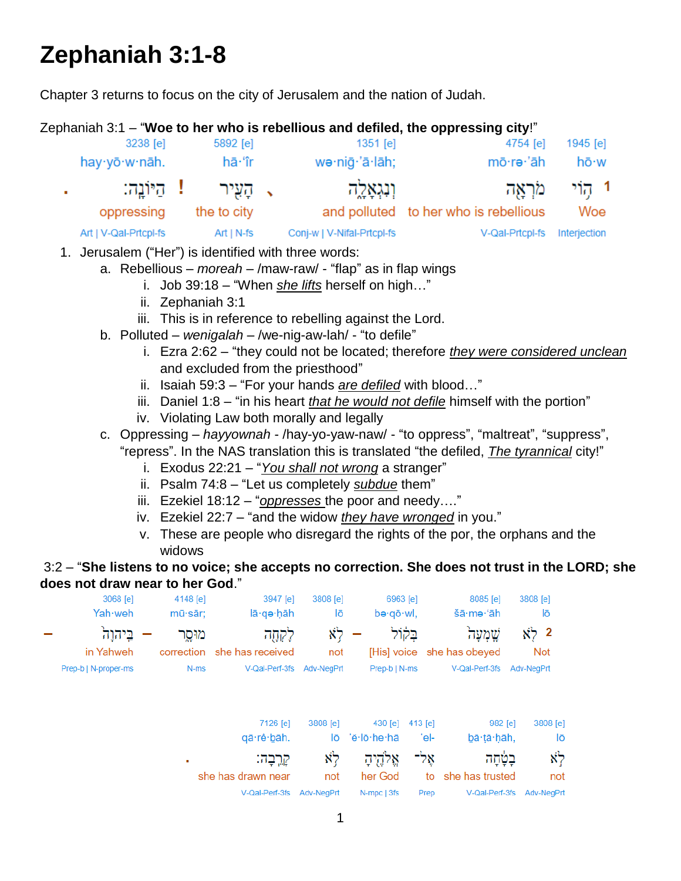# Zephaniah 3:1-8

Chapter 3 returns to focus on the city of Jerusalem and the nation of Judah.

Zephaniah 3:1 – "**Woe to her who is rebellious and defiled, the oppressing city**!"

| . | 3238 [e] | ! | 5892 [e] | ` | 1351 [e] | 4754 [e] | 1945 [e] | 1 |
|---|---|---|---|---|---|---|---|---|
| | hay·yō·w·nāh. | | hā·'îr | | wə·niḡ·'ā·lāh; | mō·rə·'āh | hō·w | |
| | הַיּוֹנָֽה׃ | | הָעִ֖יר | | וְנִגְאָלָ֑ה | מֹרְאָ֖ה | ה֥וֹי | |
| | oppressing | | the to city | | and polluted | to her who is rebellious | Woe | |
| | Art \| V-Qal-Prtcpl-fs | | Art \| N-fs | | Conj-w \| V-Nifal-Prtcpl-fs | V-Qal-Prtcpl-fs | Interjection | |

1. Jerusalem ("Her") is identified with three words:
   a. Rebellious – *moreah* – /maw-raw/ - "flap" as in flap wings
      i. Job 39:18 – "When she lifts herself on high…"
      ii. Zephaniah 3:1
      iii. This is in reference to rebelling against the Lord.
   b. Polluted – *wenigalah* – /we-nig-aw-lah/ - "to defile"
      i. Ezra 2:62 – "they could not be located; therefore they were considered unclean and excluded from the priesthood"
      ii. Isaiah 59:3 – "For your hands are defiled with blood…"
      iii. Daniel 1:8 – "in his heart that he would not defile himself with the portion"
      iv. Violating Law both morally and legally
   c. Oppressing – *hayyownah* - /hay-yo-yaw-naw/ - "to oppress", "maltreat", "suppress", "repress". In the NAS translation this is translated "the defiled, The tyrannical city!"
      i. Exodus 22:21 – "You shall not wrong a stranger"
      ii. Psalm 74:8 – "Let us completely subdue them"
      iii. Ezekiel 18:12 – "oppresses the poor and needy…."
      iv. Ezekiel 22:7 – "and the widow they have wronged in you."
      v. These are people who disregard the rights of the por, the orphans and the widows

3:2 – "**She listens to no voice; she accepts no correction. She does not trust in the LORD; she does not draw near to her God**."

| – | 3068 [e] | – | 4148 [e] | 3947 [e] | 3808 [e] | – | 6963 [e] | 8085 [e] | 3808 [e] | 2 |
|---|---|---|---|---|---|---|---|---|---|---|
| | Yah·weh | | mū·sār; | lā·qə·ḥāh | lō | | bə·qō·wl, | šā·mə·'āh | lō | |
| | בַּֽיהוָה֙ | | מוּסָ֑ר | לָקְחָ֖ה | לֹ֥א | | בְּק֔וֹל | שָֽׁמְעָה֙ | לֹ֤א | |
| | in Yahweh | | correction | she has received | not | | [His] voice | she has obeyed | Not | |
| | Prep-b \| N-proper-ms | | N-ms | V-Qal-Perf-3fs | Adv-NegPrt | | Prep-b \| N-ms | V-Qal-Perf-3fs | Adv-NegPrt | |

| . | 7126 [e] | 3808 [e] | 430 [e] | 413 [e] | 982 [e] | 3808 [e] |
|---|---|---|---|---|---|---|
| | qā·rê·ḇāh. | lō | 'ĕ·lō·he·hā | 'el- | bā·ṭā·ḥāh, | lō |
| | קָרֵֽבָה׃ | לֹ֥א | אֱלֹהֶ֖יהָ | אֶל־ | בָטָ֔חָה | לֹ֣א |
| | she has drawn near | not | her God | to | she has trusted | not |
| | V-Qal-Perf-3fs | Adv-NegPrt | N-mpc \| 3fs | Prep | V-Qal-Perf-3fs | Adv-NegPrt |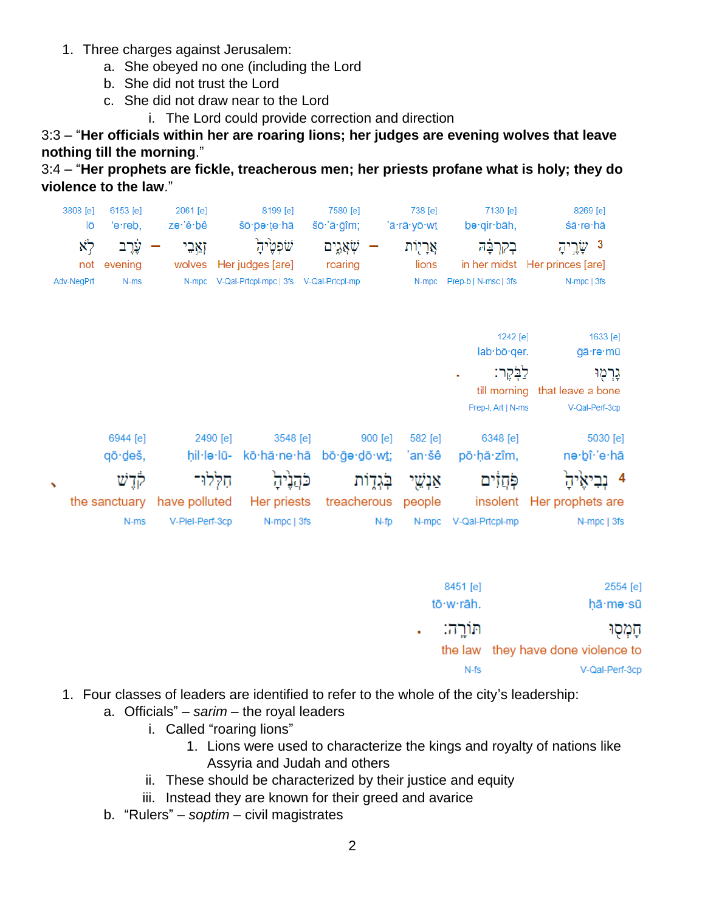1. Three charges against Jerusalem:
    a. She obeyed no one (including the Lord
    b. She did not trust the Lord
    c. She did not draw near to the Lord
        i. The Lord could provide correction and direction

3:3 – "**Her officials within her are roaring lions; her judges are evening wolves that leave nothing till the morning**."

3:4 – "**Her prophets are fickle, treacherous men; her priests profane what is holy; they do violence to the law**."

| 3808 [e] | 6153 [e] | 2061 [e] | 8199 [e] | 7580 [e] | 738 [e] | 7130 [e] | 8269 [e] |
|---|---|---|---|---|---|---|---|
| lō | 'e·reḇ, | zə·'ê·ḇê | šō·pə·ṭe·hā | šō·'ă·ḡîm; | 'ă·rā·yō·wṯ | bə·qir·bāh, | śā·re·hā |
| לֹ֥א | עֶ֔רֶב – | זְאֵ֣בֵי | שֹׁפְטֶ֙יהָ֙ | שֹׁאֲגִ֑ים – | אֲרָי֖וֹת | בְקִרְבָּהּ֙ | 3 שָׂרֶ֣יהָ |
| not | evening | wolves | Her judges [are] | roaring | lions | in her midst | Her princes [are] |
| Adv-NegPrt | N-ms | N-mpc | V-Qal-Prtcpl-mpc \| 3fs | V-Qal-Prtcpl-mp | N-mpc | Prep-b \| N-msc \| 3fs | N-mpc \| 3fs |

| 1242 [e] | 1633 [e] |
|---|---|
| lab·bō·qer. | gā·re·mū |
| לַבֹּֽקֶר׃ | גָּרְמ֖וּ |
| till morning | that leave a bone |
| Prep-l, Art \| N-ms | V-Qal-Perf-3cp |

| 6944 [e] | 2490 [e] | 3548 [e] | 900 [e] | 582 [e] | 6348 [e] | 5030 [e] |
|---|---|---|---|---|---|---|
| qō·ḏeš, | ḥil·lə·lū- | kō·hă·ne·hā | bō·ḡə·ḏō·wṯ; | 'an·šê | pō·ḥă·zîm, | nə·ḇî·'e·hā |
| קֹ֔דֶשׁ | חִלְּלוּ־ | כֹּהֲנֶ֙יהָ֙ | בֹּגְד֑וֹת | אַנְשֵׁ֣י | פֹּ֣חֲזִ֔ים | 4 נְבִיאֶ֙יהָ֙ |
| the sanctuary | have polluted | Her priests | treacherous | people | insolent | Her prophets are |
| N-ms | V-Piel-Perf-3cp | N-mpc \| 3fs | N-fp | N-mpc | V-Qal-Prtcpl-mp | N-mpc \| 3fs |

| 8451 [e] | 2554 [e] |
|---|---|
| tō·w·rāh. | ḥā·mə·sū |
| תּוֹרָֽה׃ | חָמְס֖וּ |
| the law | they have done violence to |
| N-fs | V-Qal-Perf-3cp |

1. Four classes of leaders are identified to refer to the whole of the city's leadership:
    a. Officials" – *sarim* – the royal leaders
        i. Called "roaring lions"
            1. Lions were used to characterize the kings and royalty of nations like Assyria and Judah and others
        ii. These should be characterized by their justice and equity
        iii. Instead they are known for their greed and avarice
    b. "Rulers" – *soptim* – civil magistrates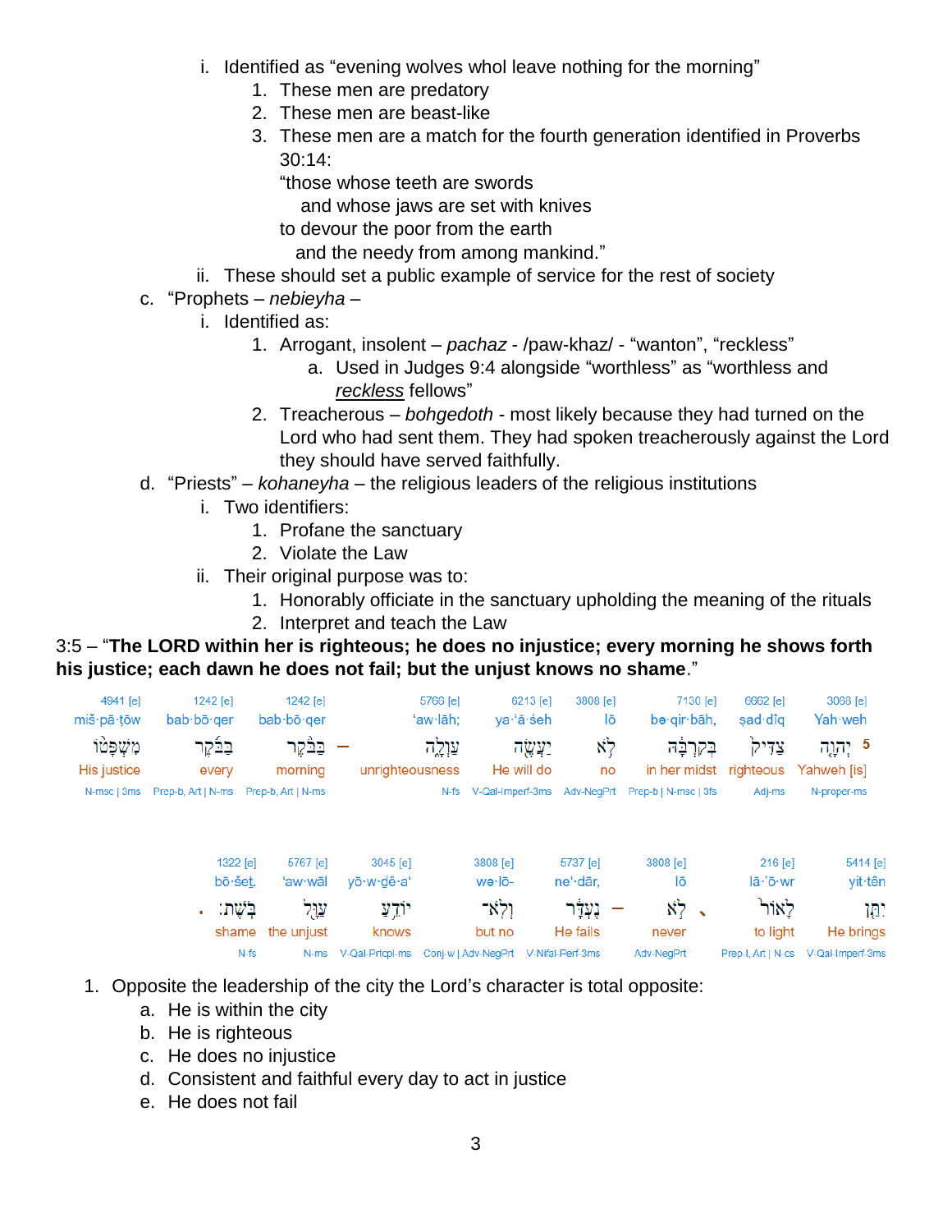i. Identified as "evening wolves whol leave nothing for the morning"
            1. These men are predatory
            2. These men are beast-like
            3. These men are a match for the fourth generation identified in Proverbs 30:14:
               "those whose teeth are swords
                 and whose jaws are set with knives
               to devour the poor from the earth
                 and the needy from among mankind."
         ii. These should set a public example of service for the rest of society

   c. "Prophets – *nebieyha* –
      i. Identified as:
         1. Arrogant, insolent – *pachaz* - /paw-khaz/ - "wanton", "reckless"
            a. Used in Judges 9:4 alongside "worthless" as "worthless and *reckless* fellows"
         2. Treacherous – *bohgedoth* - most likely because they had turned on the Lord who had sent them. They had spoken treacherously against the Lord they should have served faithfully.
   d. "Priests" – *kohaneyha* – the religious leaders of the religious institutions
      i. Two identifiers:
         1. Profane the sanctuary
         2. Violate the Law
      ii. Their original purpose was to:
         1. Honorably officiate in the sanctuary upholding the meaning of the rituals
         2. Interpret and teach the Law

3:5 – "**The LORD within her is righteous; he does no injustice; every morning he shows forth his justice; each dawn he does not fail; but the unjust knows no shame**."

| 4941 [e] | 1242 [e] | 1242 [e] | | 5766 [e] | 6213 [e] | 3808 [e] | 7130 [e] | 6662 [e] | 3068 [e] |
|---|---|---|---|---|---|---|---|---|---|
| miš·pā·ṭōw | bab·bō·qer | bab·bō·qer | | 'aw·lāh; | ya·'ă·śeh | lō | bə·qir·bāh, | ṣad·dîq | Yah·weh |
| מִשְׁפָּטוֹ | בַּבֹּקֶר | בַּבֹּקֶר | – | עַוְלָה | יַעֲשֶׂה | לֹא | בְּקִרְבָּהּ | צַדִּיק | 5 יְהוָה |
| His justice | every | morning | | unrighteousness | He will do | no | in her midst | righteous | Yahweh [is] |
| N-msc \| 3ms | Prep-b, Art \| N-ms | Prep-b, Art \| N-ms | | N-fs | V-Qal-Imperf-3ms | Adv-NegPrt | Prep-b \| N-msc \| 3fs | Adj-ms | N-proper-ms |

| | 1322 [e] | 5767 [e] | 3045 [e] | 3808 [e] | 5737 [e] | | 3808 [e] | | 216 [e] | 5414 [e] |
|---|---|---|---|---|---|---|---|---|---|---|
| | bō·šeṯ. | 'aw·wāl | yō·w·ḏê·a' | wə·lō- | ne'·dār, | | lō | | lā·'ō·wr | yit·tên |
| . | בֹּשֶׁת׃ | עַוָּל | יוֹדֵעַ | וְלֹא־ | נֶעְדָּר | – | לֹא | ، | לָאוֹר | יִתֵּן |
| | shame | the unjust | knows | but no | He fails | | never | | to light | He brings |
| | N-fs | N-ms | V-Qal-Prtcpl-ms | Conj-w \| Adv-NegPrt | V-Nifal-Perf-3ms | | Adv-NegPrt | | Prep-l, Art \| N-cs | V-Qal-Imperf-3ms |

1. Opposite the leadership of the city the Lord's character is total opposite:
   a. He is within the city
   b. He is righteous
   c. He does no injustice
   d. Consistent and faithful every day to act in justice
   e. He does not fail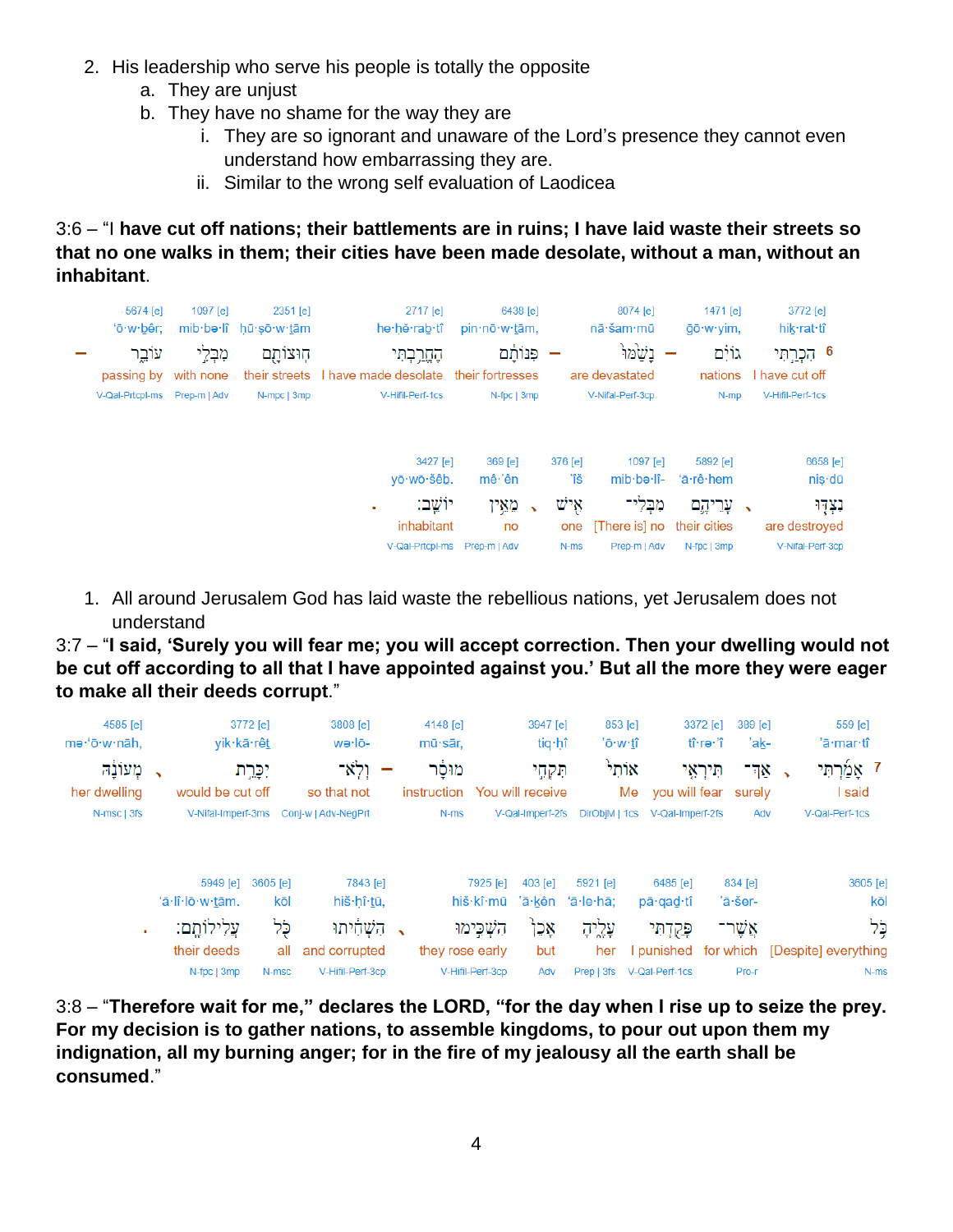2. His leadership who serve his people is totally the opposite
    a. They are unjust
    b. They have no shame for the way they are
        i. They are so ignorant and unaware of the Lord's presence they cannot even understand how embarrassing they are.
        ii. Similar to the wrong self evaluation of Laodicea

3:6 – "I **have cut off nations; their battlements are in ruins; I have laid waste their streets so that no one walks in them; their cities have been made desolate, without a man, without an inhabitant**.

| 6 | | | | | | | | |
|---|---|---|---|---|---|---|---|---|
| 3772 [e] | 1471 [e] | 8074 [e] | 6438 [e] | 2717 [e] | 2351 [e] | 1097 [e] | 5674 [e] |
| hik·rat·tî | gō·w·yim, | nā·šam·mū | pin·nō·w·ṯām, | he·ḥĕ·raḇ·tî | ḥū·ṣō·w·ṯām | mib·bə·lî | 'ō·w·ḇêr; |
| הִכְרַ֣תִּי | גוֹיִ֗ם | נָשַׁ֙מּוּ֙ | פִּנּוֹתָ֔ם | הֶחֱרַ֥בְתִּי | חוּצוֹתָ֖ם | מִבְּלִ֣י | עוֹבֵ֑ר |
| I have cut off | nations | are devastated | their fortresses | I have made desolate | their streets | with none | passing by |
| V-Hifil-Perf-1cs | N-mp | V-Nifal-Perf-3cp | N-fpc \| 3mp | V-Hifil-Perf-1cs | N-mpc \| 3mp | Prep-m \| Adv | V-Qal-Prtcpl-ms |

| | | | | | | |
|---|---|---|---|---|---|---|
| 6658 [e] | 5892 [e] | 1097 [e] | 376 [e] | 369 [e] | 3427 [e] |
| niṣ·dū | 'ā·rê·hem | mib·bə·lî- | 'îš | mê·'ên | yō·wō·šêḇ. |
| נִצְדּ֧וּ | עָרֵיהֶ֛ם | מִבְּלִי־ | אִ֖ישׁ | מֵאֵ֥ין | יוֹשֵֽׁב׃ |
| are destroyed | their cities | [There is] no | one | no | inhabitant |
| V-Nifal-Perf-3cp | N-fpc \| 3mp | Prep-m \| Adv | N-ms | Prep-m \| Adv | V-Qal-Prtcpl-ms |

1. All around Jerusalem God has laid waste the rebellious nations, yet Jerusalem does not understand

3:7 – "**I said, 'Surely you will fear me; you will accept correction. Then your dwelling would not be cut off according to all that I have appointed against you.' But all the more they were eager to make all their deeds corrupt**."

| 7 | | | | | | | | | |
|---|---|---|---|---|---|---|---|---|---|
| 559 [e] | 389 [e] | 3372 [e] | 853 [e] | 3947 [e] | 4148 [e] | 3808 [e] | 3772 [e] | 4585 [e] |
| 'ā·mar·tî | 'aḵ- | tî·rə·'î | 'ō·w·ṯî | tiq·ḥî | mū·sār, | wə·lō- | yik·kā·rêṯ | mə·'ō·w·nāh, |
| אָמַ֜רְתִּי | אַךְ־ | תִּירְאִ֤י | אוֹתִי֙ | תִּקְחִ֣י | מוּסָ֔ר | וְלֹֽא־ | יִכָּרֵ֣ת | מְעוֹנָ֔הּ |
| I said | surely | you will fear | Me | You will receive | instruction | so that not | would be cut off | her dwelling |
| V-Qal-Perf-1cs | Adv | V-Qal-Imperf-2fs | DirObjM \| 1cs | V-Qal-Imperf-2fs | N-ms | Conj-w \| Adv-NegPrt | V-Nifal-Imperf-3ms | N-msc \| 3fs |

| | | | | | | | | | |
|---|---|---|---|---|---|---|---|---|---|
| 3605 [e] | 834 [e] | 6485 [e] | 5921 [e] | 403 [e] | 7925 [e] | 7843 [e] | 3605 [e] | 5949 [e] |
| kōl | 'ă·šer- | pā·qad·tî | 'ā·le·hā; | 'ā·ḵên | hiš·kî·mū | hiš·ḥî·tū, | kōl | 'ă·lî·lō·w·ṯām. |
| כֹּ֥ל | אֲשֶׁר־ | פָּקַ֖דְתִּי | עָלֶ֑יהָ | אָכֵן֙ | הִשְׁכִּ֣ימוּ | הִשְׁחִ֔יתוּ | כֹּ֖ל | עֲלִילוֹתָֽם׃ |
| [Despite] everything | for which | I punished | her | but | they rose early | and corrupted | all | their deeds |
| N-ms | Pro-r | V-Qal-Perf-1cs | Prep \| 3fs | Adv | V-Hifil-Perf-3cp | V-Hifil-Perf-3cp | N-msc | N-fpc \| 3mp |

3:8 – "**Therefore wait for me," declares the LORD, "for the day when I rise up to seize the prey. For my decision is to gather nations, to assemble kingdoms, to pour out upon them my indignation, all my burning anger; for in the fire of my jealousy all the earth shall be consumed**."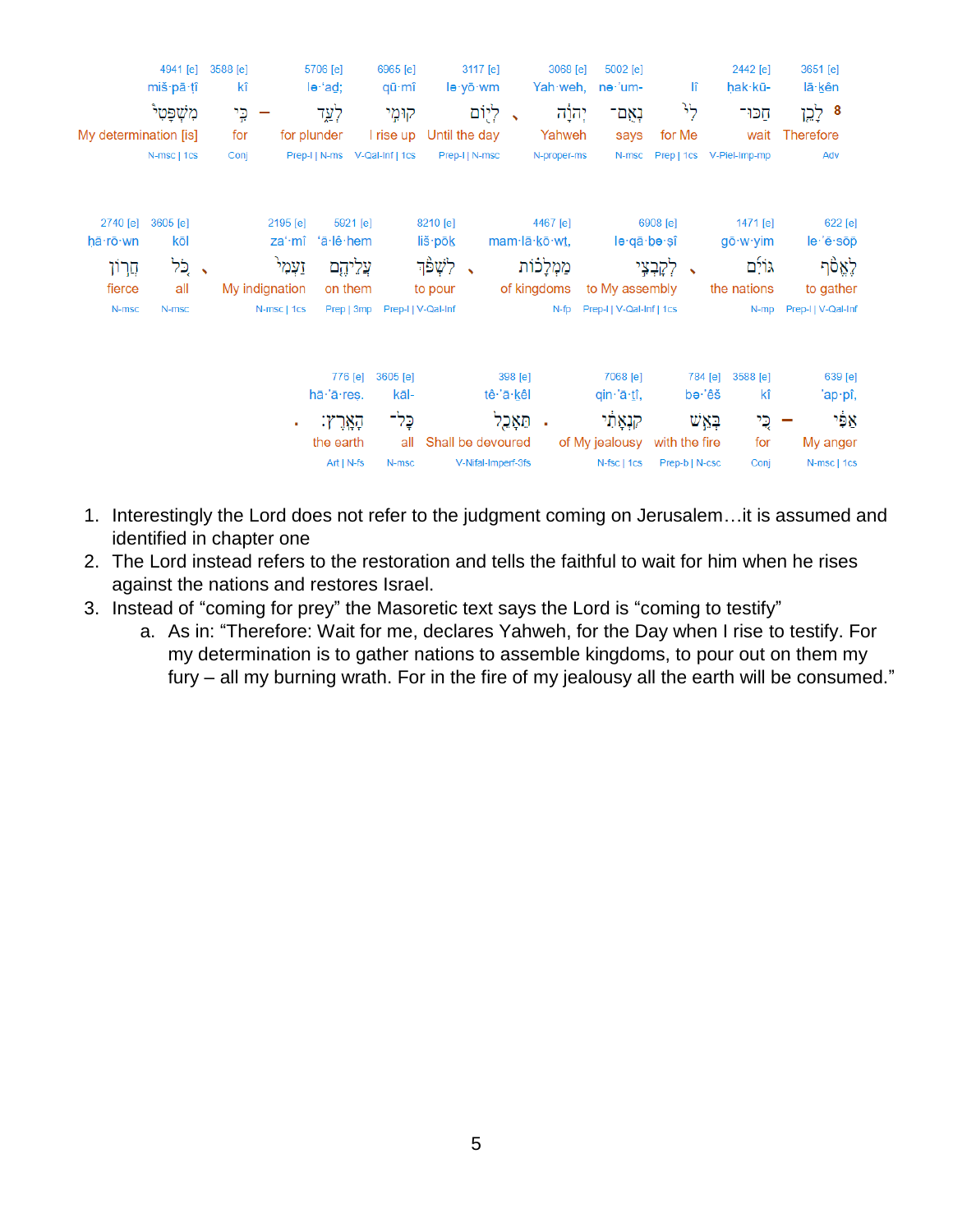| | | | | | | | | | | | |
|---|---|---|---|---|---|---|---|---|---|---|---|
| 4941 [e] | 3588 [e] | | 5706 [e] | 6965 [e] | 3117 [e] | | 3068 [e] | 5002 [e] | | 2442 [e] | 3651 [e] |
| miš·pā·ṭî | kî | | lə·‘aḏ; | qū·mî | lə·yō·wm | | Yah·weh, | nə·’um- | lî | ḥak·kū- | lā·ḵên |
| מִשְׁפָּטִי֙ | כִּ֣י | – | לְעַ֑ד | קוּמִ֣י | לְי֥וֹם | ، | יְהוָ֔ה | נְאֻם־ | לִי֙ | חַכּוּ־ | לָכֵ֤ן 8 |
| My determination [is] | for | | for plunder | I rise up | Until the day | | Yahweh | says | for Me | wait | Therefore |
| N-msc \| 1cs | Conj | | Prep-l \| N-ms | V-Qal-Inf \| 1cs | Prep-l \| N-msc | | N-proper-ms | N-msc | Prep \| 1cs | V-Piel-Imp-mp | Adv |

| | | | | | | | | | | | |
|---|---|---|---|---|---|---|---|---|---|---|---|
| 2740 [e] | 3605 [e] | | 2195 [e] | 5921 [e] | 8210 [e] | | 4467 [e] | 6908 [e] | | 1471 [e] | 622 [e] |
| hā·rō·wn | kōl | | za‘·mî | ‘ă·lê·hem | liš·pōk | | mam·lā·kō·wt, | lə·qā·bə·ṣî | | gō·w·yim | le·’ĕ·sōp |
| חֲר֣וֹן | כֹּ֚ל | ، | זַעְמִי֙ | עֲלֵיהֶ֤ם | לִשְׁפֹּ֨ךְ | ، | מַמְלָכ֗וֹת | לְקָבְצִ֣י | ، | גּוֹיִם֙ | לֶאֱסֹ֤ף |
| fierce | all | | My indignation | on them | to pour | | of kingdoms | to My assembly | | the nations | to gather |
| N-msc | N-msc | | N-msc \| 1cs | Prep \| 3mp | Prep-l \| V-Qal-Inf | | N-fp | Prep-l \| V-Qal-Inf \| 1cs | | N-mp | Prep-l \| V-Qal-Inf |

| | | | | | | | | | | |
|---|---|---|---|---|---|---|---|---|---|---|
| | 776 [e] | 3605 [e] | 398 [e] | | 7068 [e] | 784 [e] | 3588 [e] | | 639 [e] |
| | hā·’ā·reṣ. | kāl- | tê·’ā·ḵêl | | qin·’ā·ṯî, | bə·’êš | kî | | ’ap·pî, |
| . | הָאָֽרֶץ׃ | כָּל־ | תֵּאָכֵל֙ | . | קִנְאָתִ֔י | בְּאֵשׁ֙ | כִּ֗י | – | אַפִּ֔י |
| | the earth | all | Shall be devoured | | of My jealousy | with the fire | for | | My anger |
| | Art \| N-fs | N-msc | V-Nifal-Imperf-3fs | | N-fsc \| 1cs | Prep-b \| N-csc | Conj | | N-msc \| 1cs |

1. Interestingly the Lord does not refer to the judgment coming on Jerusalem…it is assumed and identified in chapter one
2. The Lord instead refers to the restoration and tells the faithful to wait for him when he rises against the nations and restores Israel.
3. Instead of "coming for prey" the Masoretic text says the Lord is "coming to testify"
   a. As in: "Therefore: Wait for me, declares Yahweh, for the Day when I rise to testify. For my determination is to gather nations to assemble kingdoms, to pour out on them my fury – all my burning wrath. For in the fire of my jealousy all the earth will be consumed."